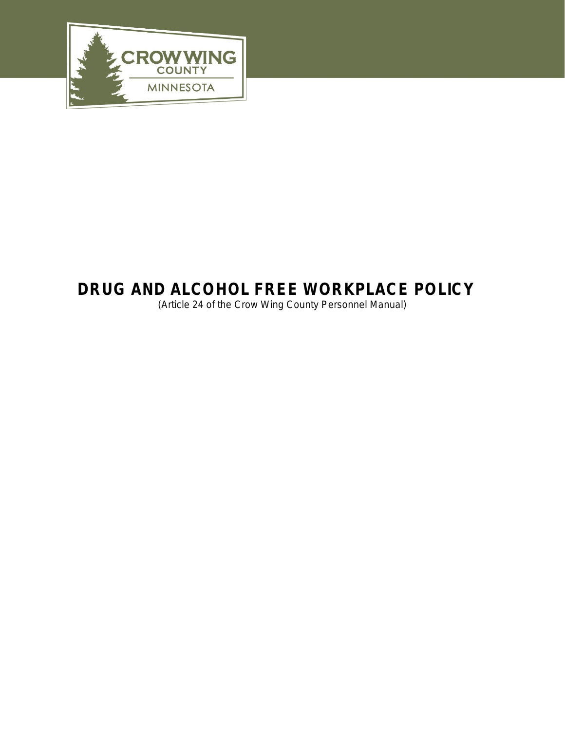# DRUG AND ALCOHOL FREE WORKPLACE POLICY

(Article 24 of the Crow Wing County Personnel Manual)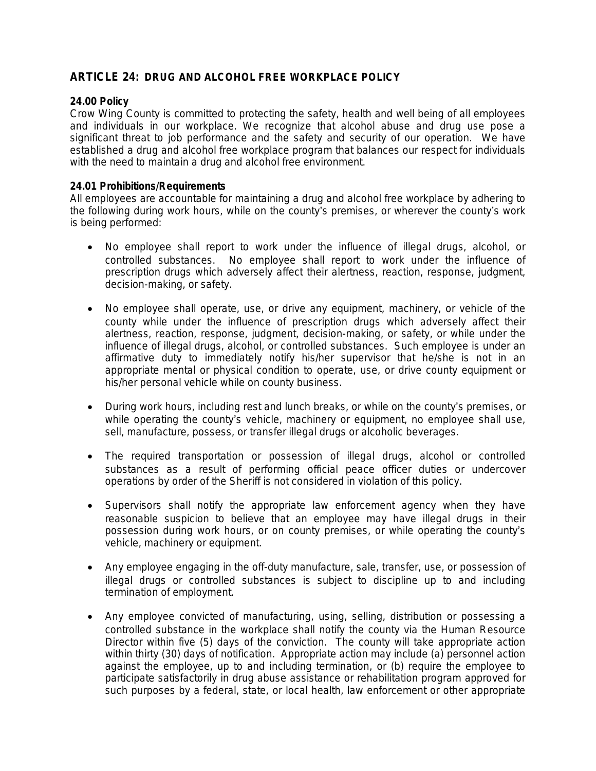## ARTICLE 24: DRUG AND ALCOHOL FREE WORKPLACE POLICY

**24.00 Policy**

Crow Wing County is committed to protecting the safety, health and well being of all employees and individuals in our workplace. We recognize that alcohol abuse and drug use pose a significant threat to job performance and the safety and security of our operation. We have established a drug and alcohol free workplace program that balances our respect for individuals with the need to maintain a drug and alcohol free environment.

**24.01 Prohibitions/Requirements**

All employees are accountable for maintaining a drug and alcohol free workplace by adhering to the following during work hours, while on the county's premises, or wherever the county's work is being performed:

- No employee shall report to work under the influence of illegal drugs, alcohol, or controlled substances. No employee shall report to work under the influence of prescription drugs which adversely affect their alertness, reaction, response, judgment, decision-making, or safety.

- No employee shall operate, use, or drive any equipment, machinery, or vehicle of the county while under the influence of prescription drugs which adversely affect their alertness, reaction, response, judgment, decision-making, or safety, or while under the influence of illegal drugs, alcohol, or controlled substances. Such employee is under an affirmative duty to immediately notify his/her supervisor that he/she is not in an appropriate mental or physical condition to operate, use, or drive county equipment or his/her personal vehicle while on county business.

- During work hours, including rest and lunch breaks, or while on the county's premises, or while operating the county's vehicle, machinery or equipment, no employee shall use, sell, manufacture, possess, or transfer illegal drugs or alcoholic beverages.

- The required transportation or possession of illegal drugs, alcohol or controlled substances as a result of performing official peace officer duties or undercover operations by order of the Sheriff is not considered in violation of this policy.

- Supervisors shall notify the appropriate law enforcement agency when they have reasonable suspicion to believe that an employee may have illegal drugs in their possession during work hours, or on county premises, or while operating the county's vehicle, machinery or equipment.

- Any employee engaging in the off-duty manufacture, sale, transfer, use, or possession of illegal drugs or controlled substances is subject to discipline up to and including termination of employment.

- Any employee convicted of manufacturing, using, selling, distribution or possessing a controlled substance in the workplace shall notify the county via the Human Resource Director within five (5) days of the conviction. The county will take appropriate action within thirty (30) days of notification. Appropriate action may include (a) personnel action against the employee, up to and including termination, or (b) require the employee to participate satisfactorily in drug abuse assistance or rehabilitation program approved for such purposes by a federal, state, or local health, law enforcement or other appropriate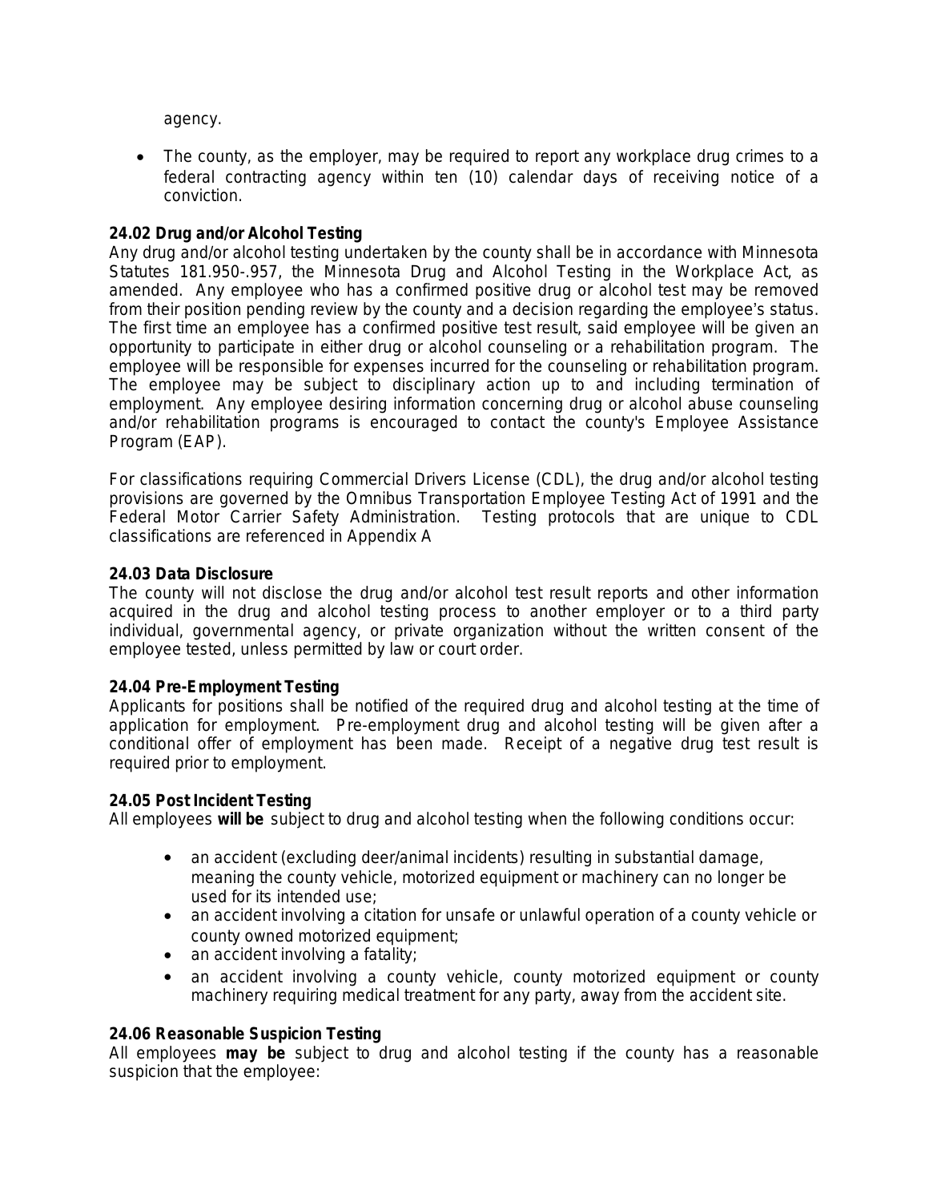agency.

- The county, as the employer, may be required to report any workplace drug crimes to a federal contracting agency within ten (10) calendar days of receiving notice of a conviction.

**24.02 Drug and/or Alcohol Testing**
Any drug and/or alcohol testing undertaken by the county shall be in accordance with Minnesota Statutes 181.950-.957, the Minnesota Drug and Alcohol Testing in the Workplace Act, as amended. Any employee who has a confirmed positive drug or alcohol test may be removed from their position pending review by the county and a decision regarding the employee's status. The first time an employee has a confirmed positive test result, said employee will be given an opportunity to participate in either drug or alcohol counseling or a rehabilitation program. The employee will be responsible for expenses incurred for the counseling or rehabilitation program. The employee may be subject to disciplinary action up to and including termination of employment. Any employee desiring information concerning drug or alcohol abuse counseling and/or rehabilitation programs is encouraged to contact the county's Employee Assistance Program (EAP).

For classifications requiring Commercial Drivers License (CDL), the drug and/or alcohol testing provisions are governed by the Omnibus Transportation Employee Testing Act of 1991 and the Federal Motor Carrier Safety Administration. Testing protocols that are unique to CDL classifications are referenced in Appendix A

**24.03 Data Disclosure**
The county will not disclose the drug and/or alcohol test result reports and other information acquired in the drug and alcohol testing process to another employer or to a third party individual, governmental agency, or private organization without the written consent of the employee tested, unless permitted by law or court order.

**24.04 Pre-Employment Testing**
Applicants for positions shall be notified of the required drug and alcohol testing at the time of application for employment. Pre-employment drug and alcohol testing will be given after a conditional offer of employment has been made. Receipt of a negative drug test result is required prior to employment.

**24.05 Post Incident Testing**
All employees **will be** subject to drug and alcohol testing when the following conditions occur:

- an accident (excluding deer/animal incidents) resulting in substantial damage, meaning the county vehicle, motorized equipment or machinery can no longer be used for its intended use;
- an accident involving a citation for unsafe or unlawful operation of a county vehicle or county owned motorized equipment;
- an accident involving a fatality;
- an accident involving a county vehicle, county motorized equipment or county machinery requiring medical treatment for any party, away from the accident site.

**24.06 Reasonable Suspicion Testing**
All employees **may be** subject to drug and alcohol testing if the county has a reasonable suspicion that the employee: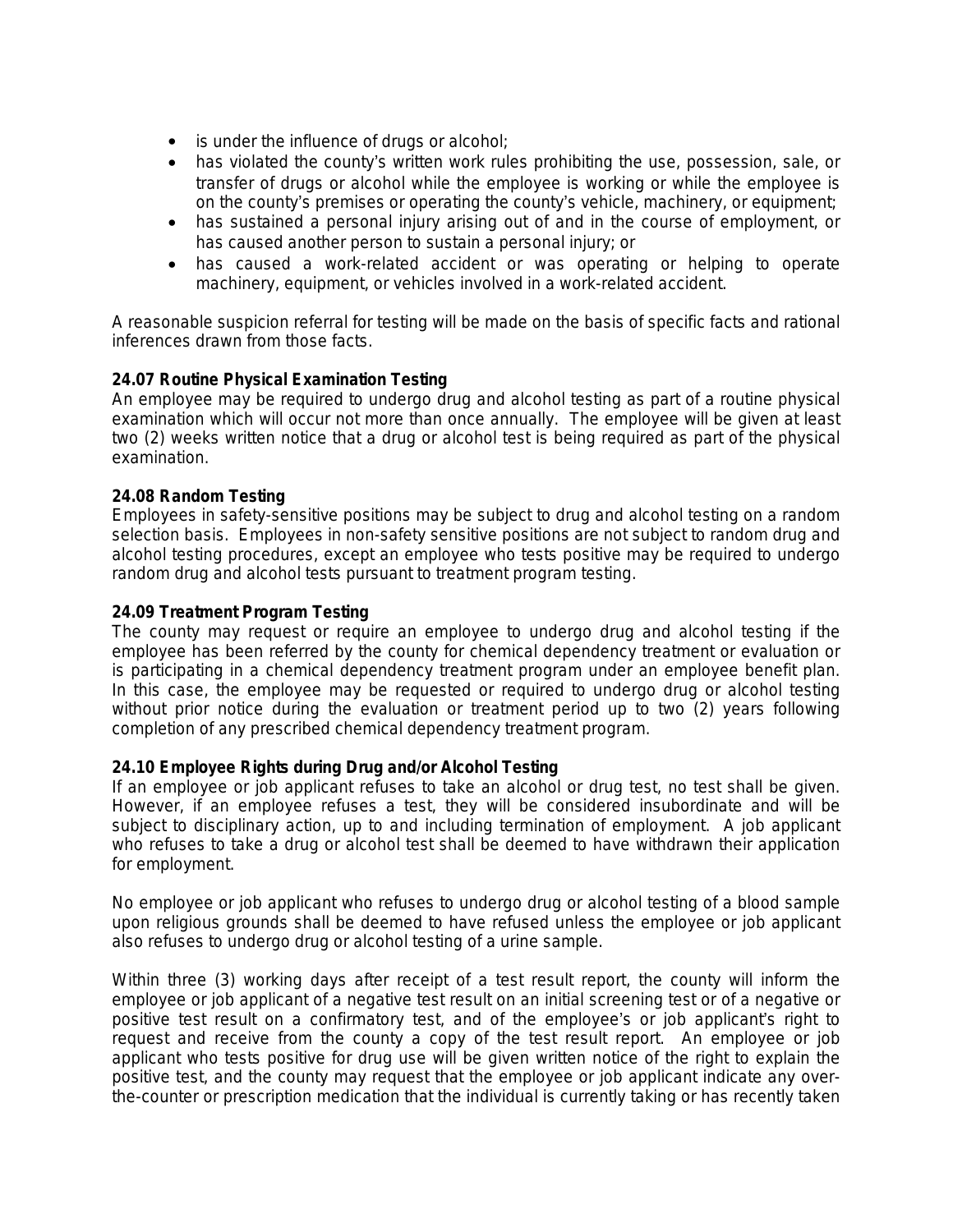- is under the influence of drugs or alcohol;
- has violated the county's written work rules prohibiting the use, possession, sale, or transfer of drugs or alcohol while the employee is working or while the employee is on the county's premises or operating the county's vehicle, machinery, or equipment;
- has sustained a personal injury arising out of and in the course of employment, or has caused another person to sustain a personal injury; or
- has caused a work-related accident or was operating or helping to operate machinery, equipment, or vehicles involved in a work-related accident.

A reasonable suspicion referral for testing will be made on the basis of specific facts and rational inferences drawn from those facts.

**24.07 Routine Physical Examination Testing**
An employee may be required to undergo drug and alcohol testing as part of a routine physical examination which will occur not more than once annually. The employee will be given at least two (2) weeks written notice that a drug or alcohol test is being required as part of the physical examination.

**24.08 Random Testing**
Employees in safety-sensitive positions may be subject to drug and alcohol testing on a random selection basis. Employees in non-safety sensitive positions are not subject to random drug and alcohol testing procedures, except an employee who tests positive may be required to undergo random drug and alcohol tests pursuant to treatment program testing.

**24.09 Treatment Program Testing**
The county may request or require an employee to undergo drug and alcohol testing if the employee has been referred by the county for chemical dependency treatment or evaluation or is participating in a chemical dependency treatment program under an employee benefit plan. In this case, the employee may be requested or required to undergo drug or alcohol testing without prior notice during the evaluation or treatment period up to two (2) years following completion of any prescribed chemical dependency treatment program.

**24.10 Employee Rights during Drug and/or Alcohol Testing**
If an employee or job applicant refuses to take an alcohol or drug test, no test shall be given. However, if an employee refuses a test, they will be considered insubordinate and will be subject to disciplinary action, up to and including termination of employment. A job applicant who refuses to take a drug or alcohol test shall be deemed to have withdrawn their application for employment.

No employee or job applicant who refuses to undergo drug or alcohol testing of a blood sample upon religious grounds shall be deemed to have refused unless the employee or job applicant also refuses to undergo drug or alcohol testing of a urine sample.

Within three (3) working days after receipt of a test result report, the county will inform the employee or job applicant of a negative test result on an initial screening test or of a negative or positive test result on a confirmatory test, and of the employee's or job applicant's right to request and receive from the county a copy of the test result report. An employee or job applicant who tests positive for drug use will be given written notice of the right to explain the positive test, and the county may request that the employee or job applicant indicate any over-the-counter or prescription medication that the individual is currently taking or has recently taken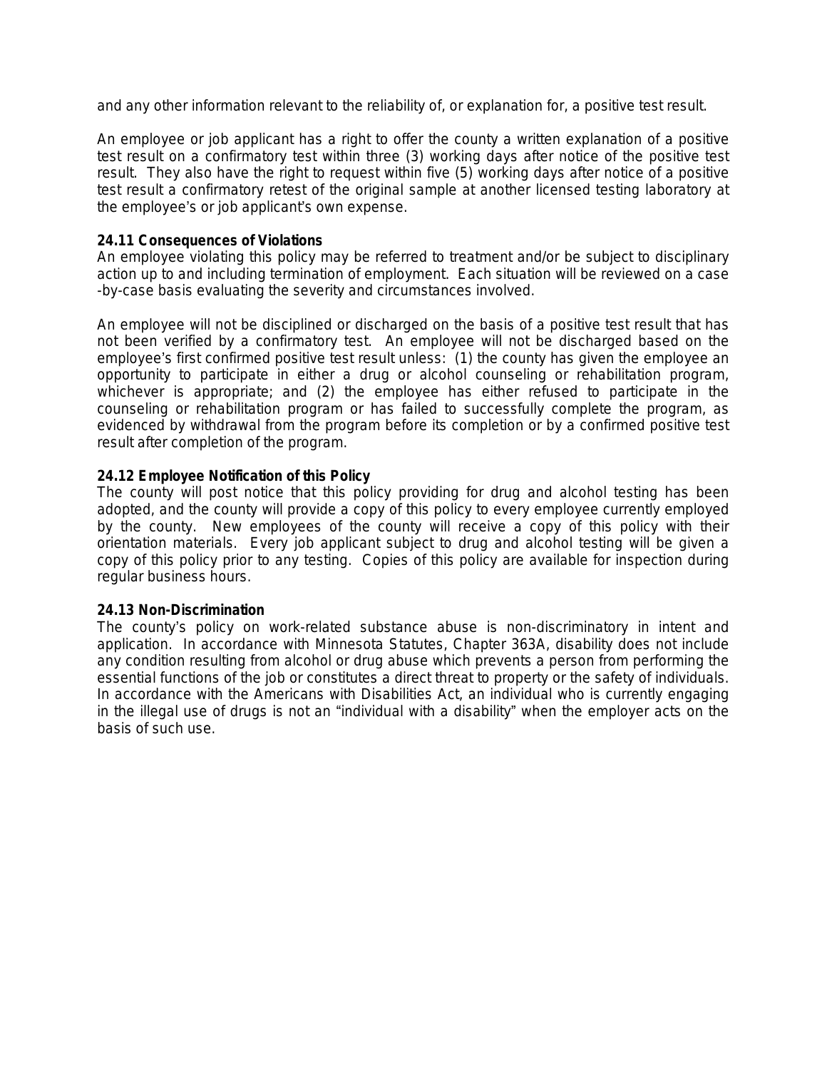and any other information relevant to the reliability of, or explanation for, a positive test result.

An employee or job applicant has a right to offer the county a written explanation of a positive test result on a confirmatory test within three (3) working days after notice of the positive test result. They also have the right to request within five (5) working days after notice of a positive test result a confirmatory retest of the original sample at another licensed testing laboratory at the employee's or job applicant's own expense.

**24.11 Consequences of Violations**

An employee violating this policy may be referred to treatment and/or be subject to disciplinary action up to and including termination of employment. Each situation will be reviewed on a case -by-case basis evaluating the severity and circumstances involved.

An employee will not be disciplined or discharged on the basis of a positive test result that has not been verified by a confirmatory test. An employee will not be discharged based on the employee's first confirmed positive test result unless: (1) the county has given the employee an opportunity to participate in either a drug or alcohol counseling or rehabilitation program, whichever is appropriate; and (2) the employee has either refused to participate in the counseling or rehabilitation program or has failed to successfully complete the program, as evidenced by withdrawal from the program before its completion or by a confirmed positive test result after completion of the program.

**24.12 Employee Notification of this Policy**

The county will post notice that this policy providing for drug and alcohol testing has been adopted, and the county will provide a copy of this policy to every employee currently employed by the county. New employees of the county will receive a copy of this policy with their orientation materials. Every job applicant subject to drug and alcohol testing will be given a copy of this policy prior to any testing. Copies of this policy are available for inspection during regular business hours.

**24.13 Non-Discrimination**

The county's policy on work-related substance abuse is non-discriminatory in intent and application. In accordance with Minnesota Statutes, Chapter 363A, disability does not include any condition resulting from alcohol or drug abuse which prevents a person from performing the essential functions of the job or constitutes a direct threat to property or the safety of individuals. In accordance with the Americans with Disabilities Act, an individual who is currently engaging in the illegal use of drugs is not an "individual with a disability" when the employer acts on the basis of such use.